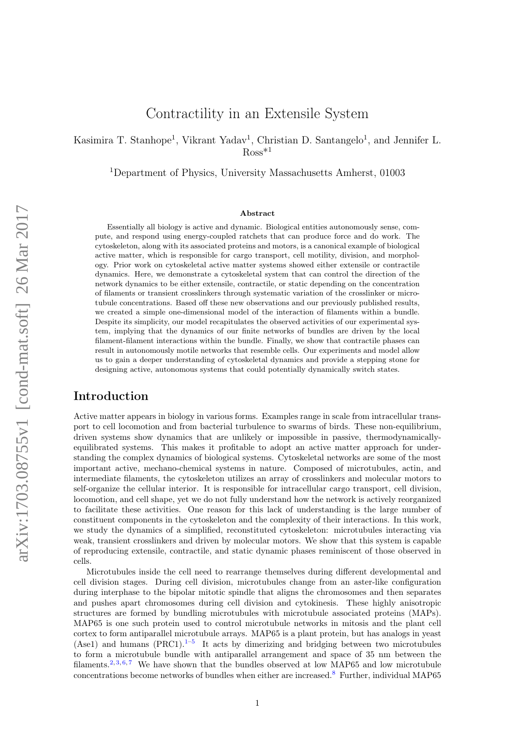# Contractility in an Extensile System

Kasimira T. Stanhope[1], Vikrant Yadav[1], Christian D. Santangelo[1], and Jennifer L. Ross*[1]

[1]Department of Physics, University Massachusetts Amherst, 01003

### Abstract

Essentially all biology is active and dynamic. Biological entities autonomously sense, compute, and respond using energy-coupled ratchets that can produce force and do work. The cytoskeleton, along with its associated proteins and motors, is a canonical example of biological active matter, which is responsible for cargo transport, cell motility, division, and morphology. Prior work on cytoskeletal active matter systems showed either extensile or contractile dynamics. Here, we demonstrate a cytoskeletal system that can control the direction of the network dynamics to be either extensile, contractile, or static depending on the concentration of filaments or transient crosslinkers through systematic variation of the crosslinker or microtubule concentrations. Based off these new observations and our previously published results, we created a simple one-dimensional model of the interaction of filaments within a bundle. Despite its simplicity, our model recapitulates the observed activities of our experimental system, implying that the dynamics of our finite networks of bundles are driven by the local filament-filament interactions within the bundle. Finally, we show that contractile phases can result in autonomously motile networks that resemble cells. Our experiments and model allow us to gain a deeper understanding of cytoskeletal dynamics and provide a stepping stone for designing active, autonomous systems that could potentially dynamically switch states.

## Introduction

Active matter appears in biology in various forms. Examples range in scale from intracellular transport to cell locomotion and from bacterial turbulence to swarms of birds. These non-equilibrium, driven systems show dynamics that are unlikely or impossible in passive, thermodynamically-equilibrated systems. This makes it profitable to adopt an active matter approach for understanding the complex dynamics of biological systems. Cytoskeletal networks are some of the most important active, mechano-chemical systems in nature. Composed of microtubules, actin, and intermediate filaments, the cytoskeleton utilizes an array of crosslinkers and molecular motors to self-organize the cellular interior. It is responsible for intracellular cargo transport, cell division, locomotion, and cell shape, yet we do not fully understand how the network is actively reorganized to facilitate these activities. One reason for this lack of understanding is the large number of constituent components in the cytoskeleton and the complexity of their interactions. In this work, we study the dynamics of a simplified, reconstituted cytoskeleton: microtubules interacting via weak, transient crosslinkers and driven by molecular motors. We show that this system is capable of reproducing extensile, contractile, and static dynamic phases reminiscent of those observed in cells.

Microtubules inside the cell need to rearrange themselves during different developmental and cell division stages. During cell division, microtubules change from an aster-like configuration during interphase to the bipolar mitotic spindle that aligns the chromosomes and then separates and pushes apart chromosomes during cell division and cytokinesis. These highly anisotropic structures are formed by bundling microtubules with microtubule associated proteins (MAPs). MAP65 is one such protein used to control microtubule networks in mitosis and the plant cell cortex to form antiparallel microtubule arrays. MAP65 is a plant protein, but has analogs in yeast (Ase1) and humans (PRC1).[1–5] It acts by dimerizing and bridging between two microtubules to form a microtubule bundle with antiparallel arrangement and space of 35 nm between the filaments.[2,3,6,7] We have shown that the bundles observed at low MAP65 and low microtubule concentrations become networks of bundles when either are increased.[8] Further, individual MAP65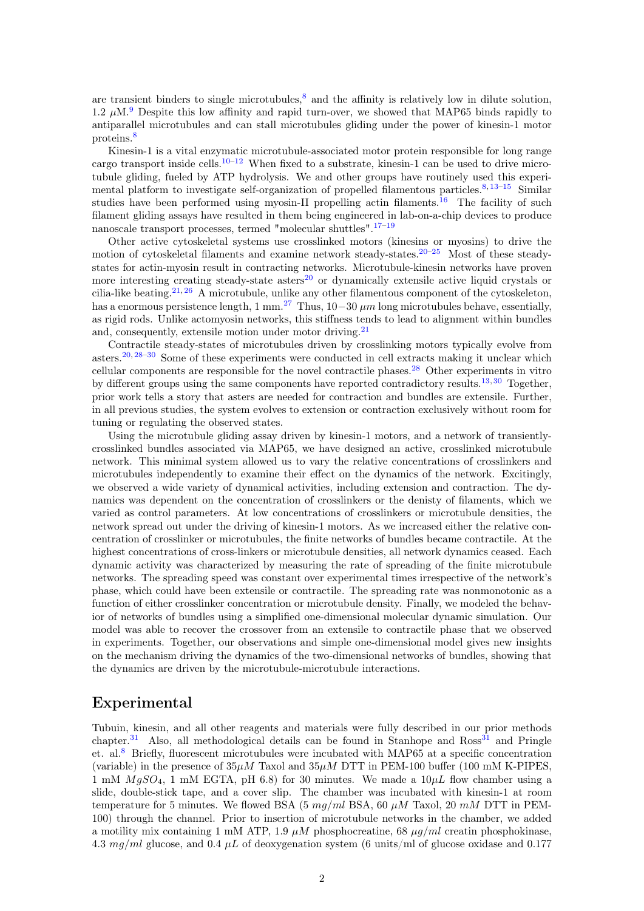are transient binders to single microtubules,[8] and the affinity is relatively low in dilute solution, 1.2 $\mu$M.[9] Despite this low affinity and rapid turn-over, we showed that MAP65 binds rapidly to antiparallel microtubules and can stall microtubules gliding under the power of kinesin-1 motor proteins.[8]

Kinesin-1 is a vital enzymatic microtubule-associated motor protein responsible for long range cargo transport inside cells.[10–12] When fixed to a substrate, kinesin-1 can be used to drive microtubule gliding, fueled by ATP hydrolysis. We and other groups have routinely used this experimental platform to investigate self-organization of propelled filamentous particles.[8,13–15] Similar studies have been performed using myosin-II propelling actin filaments.[16] The facility of such filament gliding assays have resulted in them being engineered in lab-on-a-chip devices to produce nanoscale transport processes, termed "molecular shuttles".[17–19]

Other active cytoskeletal systems use crosslinked motors (kinesins or myosins) to drive the motion of cytoskeletal filaments and examine network steady-states.[20–25] Most of these steady-states for actin-myosin result in contracting networks. Microtubule-kinesin networks have proven more interesting creating steady-state asters[20] or dynamically extensile active liquid crystals or cilia-like beating.[21,26] A microtubule, unlike any other filamentous component of the cytoskeleton, has a enormous persistence length, 1 mm.[27] Thus, $10-30\ \mu m$ long microtubules behave, essentially, as rigid rods. Unlike actomyosin networks, this stiffness tends to lead to alignment within bundles and, consequently, extensile motion under motor driving.[21]

Contractile steady-states of microtubules driven by crosslinking motors typically evolve from asters.[20,28–30] Some of these experiments were conducted in cell extracts making it unclear which cellular components are responsible for the novel contractile phases.[28] Other experiments in vitro by different groups using the same components have reported contradictory results.[13,30] Together, prior work tells a story that asters are needed for contraction and bundles are extensile. Further, in all previous studies, the system evolves to extension or contraction exclusively without room for tuning or regulating the observed states.

Using the microtubule gliding assay driven by kinesin-1 motors, and a network of transiently-crosslinked bundles associated via MAP65, we have designed an active, crosslinked microtubule network. This minimal system allowed us to vary the relative concentrations of crosslinkers and microtubules independently to examine their effect on the dynamics of the network. Excitingly, we observed a wide variety of dynamical activities, including extension and contraction. The dynamics was dependent on the concentration of crosslinkers or the denisty of filaments, which we varied as control parameters. At low concentrations of crosslinkers or microtubule densities, the network spread out under the driving of kinesin-1 motors. As we increased either the relative concentration of crosslinker or microtubules, the finite networks of bundles became contractile. At the highest concentrations of cross-linkers or microtubule densities, all network dynamics ceased. Each dynamic activity was characterized by measuring the rate of spreading of the finite microtubule networks. The spreading speed was constant over experimental times irrespective of the network's phase, which could have been extensile or contractile. The spreading rate was nonmonotonic as a function of either crosslinker concentration or microtubule density. Finally, we modeled the behavior of networks of bundles using a simplified one-dimensional molecular dynamic simulation. Our model was able to recover the crossover from an extensile to contractile phase that we observed in experiments. Together, our observations and simple one-dimensional model gives new insights on the mechanism driving the dynamics of the two-dimensional networks of bundles, showing that the dynamics are driven by the microtubule-microtubule interactions.

## Experimental

Tubuin, kinesin, and all other reagents and materials were fully described in our prior methods chapter.[31] Also, all methodological details can be found in Stanhope and Ross[31] and Pringle et. al.[8] Briefly, fluorescent microtubules were incubated with MAP65 at a specific concentration (variable) in the presence of $35\mu M$ Taxol and $35\mu M$ DTT in PEM-100 buffer (100 mM K-PIPES, 1 mM $MgSO_4$, 1 mM EGTA, pH 6.8) for 30 minutes. We made a $10\mu L$ flow chamber using a slide, double-stick tape, and a cover slip. The chamber was incubated with kinesin-1 at room temperature for 5 minutes. We flowed BSA (5 $mg/ml$ BSA, 60 $\mu M$ Taxol, 20 $mM$ DTT in PEM-100) through the channel. Prior to insertion of microtubule networks in the chamber, we added a motility mix containing 1 mM ATP, 1.9 $\mu M$ phosphocreatine, 68 $\mu g/ml$ creatin phosphokinase, 4.3 $mg/ml$ glucose, and 0.4 $\mu L$ of deoxygenation system (6 units/ml of glucose oxidase and 0.177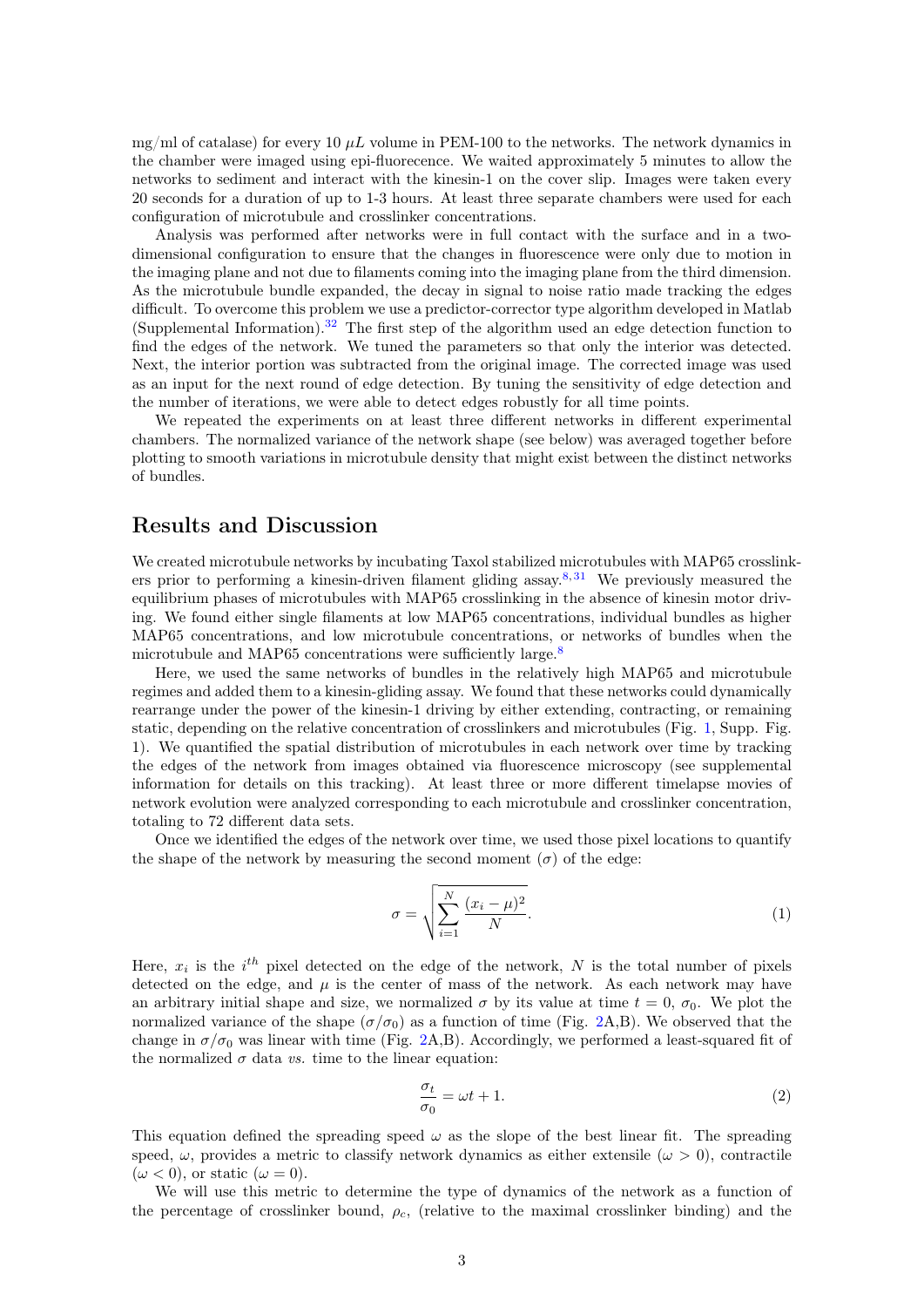mg/ml of catalase) for every 10 $\mu L$ volume in PEM-100 to the networks. The network dynamics in the chamber were imaged using epi-fluorecence. We waited approximately 5 minutes to allow the networks to sediment and interact with the kinesin-1 on the cover slip. Images were taken every 20 seconds for a duration of up to 1-3 hours. At least three separate chambers were used for each configuration of microtubule and crosslinker concentrations.

Analysis was performed after networks were in full contact with the surface and in a two-dimensional configuration to ensure that the changes in fluorescence were only due to motion in the imaging plane and not due to filaments coming into the imaging plane from the third dimension. As the microtubule bundle expanded, the decay in signal to noise ratio made tracking the edges difficult. To overcome this problem we use a predictor-corrector type algorithm developed in Matlab (Supplemental Information).[32] The first step of the algorithm used an edge detection function to find the edges of the network. We tuned the parameters so that only the interior was detected. Next, the interior portion was subtracted from the original image. The corrected image was used as an input for the next round of edge detection. By tuning the sensitivity of edge detection and the number of iterations, we were able to detect edges robustly for all time points.

We repeated the experiments on at least three different networks in different experimental chambers. The normalized variance of the network shape (see below) was averaged together before plotting to smooth variations in microtubule density that might exist between the distinct networks of bundles.

## Results and Discussion

We created microtubule networks by incubating Taxol stabilized microtubules with MAP65 crosslinkers prior to performing a kinesin-driven filament gliding assay.[8,31] We previously measured the equilibrium phases of microtubules with MAP65 crosslinking in the absence of kinesin motor driving. We found either single filaments at low MAP65 concentrations, individual bundles as higher MAP65 concentrations, and low microtubule concentrations, or networks of bundles when the microtubule and MAP65 concentrations were sufficiently large.[8]

Here, we used the same networks of bundles in the relatively high MAP65 and microtubule regimes and added them to a kinesin-gliding assay. We found that these networks could dynamically rearrange under the power of the kinesin-1 driving by either extending, contracting, or remaining static, depending on the relative concentration of crosslinkers and microtubules (Fig. 1, Supp. Fig. 1). We quantified the spatial distribution of microtubules in each network over time by tracking the edges of the network from images obtained via fluorescence microscopy (see supplemental information for details on this tracking). At least three or more different timelapse movies of network evolution were analyzed corresponding to each microtubule and crosslinker concentration, totaling to 72 different data sets.

Once we identified the edges of the network over time, we used those pixel locations to quantify the shape of the network by measuring the second moment ($\sigma$) of the edge:

$$\sigma = \sqrt{\sum_{i=1}^{N} \frac{(x_i - \mu)^2}{N}}. \tag{1}$$

Here, $x_i$ is the $i^{th}$ pixel detected on the edge of the network, $N$ is the total number of pixels detected on the edge, and $\mu$ is the center of mass of the network. As each network may have an arbitrary initial shape and size, we normalized $\sigma$ by its value at time $t = 0$, $\sigma_0$. We plot the normalized variance of the shape ($\sigma/\sigma_0$) as a function of time (Fig. 2A,B). We observed that the change in $\sigma/\sigma_0$ was linear with time (Fig. 2A,B). Accordingly, we performed a least-squared fit of the normalized $\sigma$ data *vs.* time to the linear equation:

$$\frac{\sigma_t}{\sigma_0} = \omega t + 1. \tag{2}$$

This equation defined the spreading speed $\omega$ as the slope of the best linear fit. The spreading speed, $\omega$, provides a metric to classify network dynamics as either extensile ($\omega > 0$), contractile ($\omega < 0$), or static ($\omega = 0$).

We will use this metric to determine the type of dynamics of the network as a function of the percentage of crosslinker bound, $\rho_c$, (relative to the maximal crosslinker binding) and the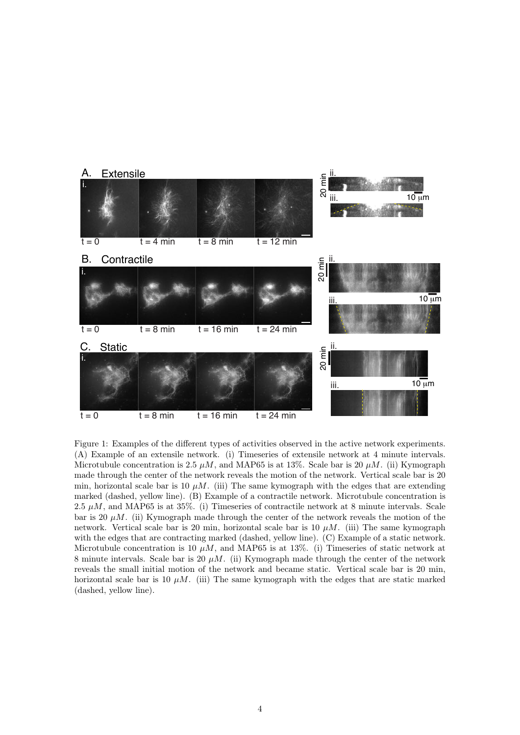Figure 1: Examples of the different types of activities observed in the active network experiments. (A) Example of an extensile network. (i) Timeseries of extensile network at 4 minute intervals. Microtubule concentration is 2.5 $\mu M$, and MAP65 is at 13%. Scale bar is 20 $\mu M$. (ii) Kymograph made through the center of the network reveals the motion of the network. Vertical scale bar is 20 min, horizontal scale bar is 10 $\mu M$. (iii) The same kymograph with the edges that are extending marked (dashed, yellow line). (B) Example of a contractile network. Microtubule concentration is 2.5 $\mu M$, and MAP65 is at 35%. (i) Timeseries of contractile network at 8 minute intervals. Scale bar is 20 $\mu M$. (ii) Kymograph made through the center of the network reveals the motion of the network. Vertical scale bar is 20 min, horizontal scale bar is 10 $\mu M$. (iii) The same kymograph with the edges that are contracting marked (dashed, yellow line). (C) Example of a static network. Microtubule concentration is 10 $\mu M$, and MAP65 is at 13%. (i) Timeseries of static network at 8 minute intervals. Scale bar is 20 $\mu M$. (ii) Kymograph made through the center of the network reveals the small initial motion of the network and became static. Vertical scale bar is 20 min, horizontal scale bar is 10 $\mu M$. (iii) The same kymograph with the edges that are static marked (dashed, yellow line).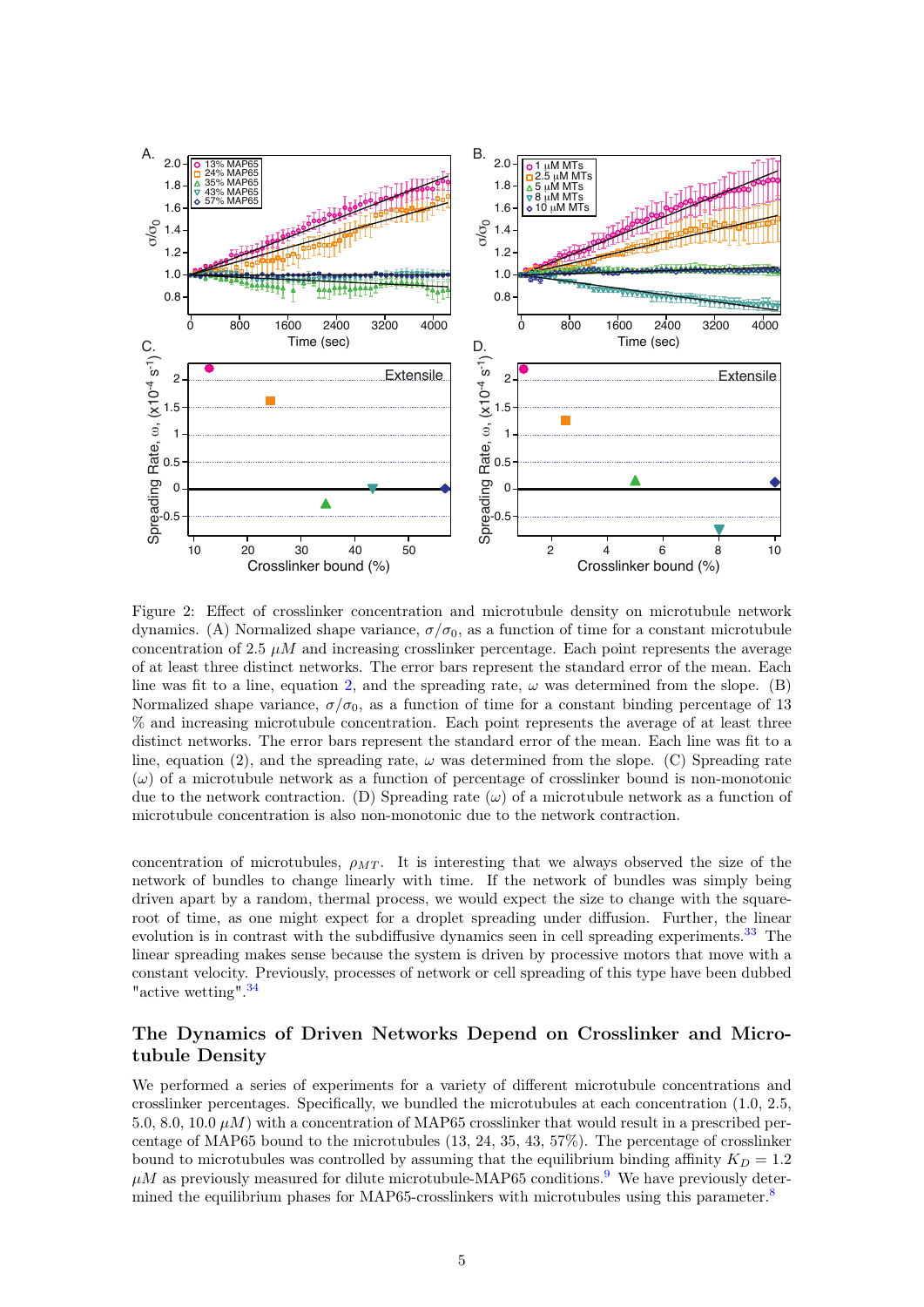Figure 2: Effect of crosslinker concentration and microtubule density on microtubule network dynamics. (A) Normalized shape variance, $\sigma/\sigma_0$, as a function of time for a constant microtubule concentration of 2.5 $\mu M$ and increasing crosslinker percentage. Each point represents the average of at least three distinct networks. The error bars represent the standard error of the mean. Each line was fit to a line, equation 2, and the spreading rate, $\omega$ was determined from the slope. (B) Normalized shape variance, $\sigma/\sigma_0$, as a function of time for a constant binding percentage of 13 % and increasing microtubule concentration. Each point represents the average of at least three distinct networks. The error bars represent the standard error of the mean. Each line was fit to a line, equation (2), and the spreading rate, $\omega$ was determined from the slope. (C) Spreading rate ($\omega$) of a microtubule network as a function of percentage of crosslinker bound is non-monotonic due to the network contraction. (D) Spreading rate ($\omega$) of a microtubule network as a function of microtubule concentration is also non-monotonic due to the network contraction.

concentration of microtubules, $\rho_{MT}$. It is interesting that we always observed the size of the network of bundles to change linearly with time. If the network of bundles was simply being driven apart by a random, thermal process, we would expect the size to change with the square-root of time, as one might expect for a droplet spreading under diffusion. Further, the linear evolution is in contrast with the subdiffusive dynamics seen in cell spreading experiments.[33] The linear spreading makes sense because the system is driven by processive motors that move with a constant velocity. Previously, processes of network or cell spreading of this type have been dubbed "active wetting".[34]

## The Dynamics of Driven Networks Depend on Crosslinker and Microtubule Density

We performed a series of experiments for a variety of different microtubule concentrations and crosslinker percentages. Specifically, we bundled the microtubules at each concentration (1.0, 2.5, 5.0, 8.0, 10.0 $\mu M$) with a concentration of MAP65 crosslinker that would result in a prescribed percentage of MAP65 bound to the microtubules (13, 24, 35, 43, 57%). The percentage of crosslinker bound to microtubules was controlled by assuming that the equilibrium binding affinity $K_D = 1.2$ $\mu M$ as previously measured for dilute microtubule-MAP65 conditions.[9] We have previously determined the equilibrium phases for MAP65-crosslinkers with microtubules using this parameter.[8]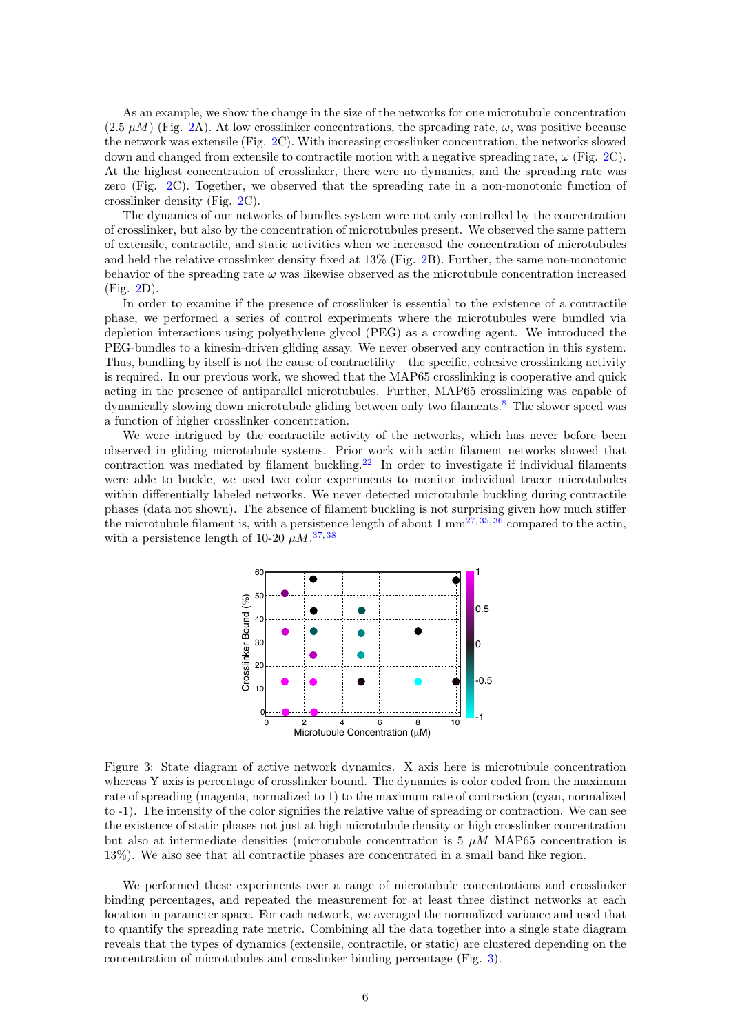As an example, we show the change in the size of the networks for one microtubule concentration (2.5 $\mu M$) (Fig. 2A). At low crosslinker concentrations, the spreading rate, $\omega$, was positive because the network was extensile (Fig. 2C). With increasing crosslinker concentration, the networks slowed down and changed from extensile to contractile motion with a negative spreading rate, $\omega$ (Fig. 2C). At the highest concentration of crosslinker, there were no dynamics, and the spreading rate was zero (Fig. 2C). Together, we observed that the spreading rate in a non-monotonic function of crosslinker density (Fig. 2C).

The dynamics of our networks of bundles system were not only controlled by the concentration of crosslinker, but also by the concentration of microtubules present. We observed the same pattern of extensile, contractile, and static activities when we increased the concentration of microtubules and held the relative crosslinker density fixed at 13% (Fig. 2B). Further, the same non-monotonic behavior of the spreading rate $\omega$ was likewise observed as the microtubule concentration increased (Fig. 2D).

In order to examine if the presence of crosslinker is essential to the existence of a contractile phase, we performed a series of control experiments where the microtubules were bundled via depletion interactions using polyethylene glycol (PEG) as a crowding agent. We introduced the PEG-bundles to a kinesin-driven gliding assay. We never observed any contraction in this system. Thus, bundling by itself is not the cause of contractility – the specific, cohesive crosslinking activity is required. In our previous work, we showed that the MAP65 crosslinking is cooperative and quick acting in the presence of antiparallel microtubules. Further, MAP65 crosslinking was capable of dynamically slowing down microtubule gliding between only two filaments.[8] The slower speed was a function of higher crosslinker concentration.

We were intrigued by the contractile activity of the networks, which has never before been observed in gliding microtubule systems. Prior work with actin filament networks showed that contraction was mediated by filament buckling.[22] In order to investigate if individual filaments were able to buckle, we used two color experiments to monitor individual tracer microtubules within differentially labeled networks. We never detected microtubule buckling during contractile phases (data not shown). The absence of filament buckling is not surprising given how much stiffer the microtubule filament is, with a persistence length of about 1 mm[27,35,36] compared to the actin, with a persistence length of 10-20 $\mu M$.[37,38]

Figure 3: State diagram of active network dynamics. X axis here is microtubule concentration whereas Y axis is percentage of crosslinker bound. The dynamics is color coded from the maximum rate of spreading (magenta, normalized to 1) to the maximum rate of contraction (cyan, normalized to -1). The intensity of the color signifies the relative value of spreading or contraction. We can see the existence of static phases not just at high microtubule density or high crosslinker concentration but also at intermediate densities (microtubule concentration is 5 $\mu M$ MAP65 concentration is 13%). We also see that all contractile phases are concentrated in a small band like region.

We performed these experiments over a range of microtubule concentrations and crosslinker binding percentages, and repeated the measurement for at least three distinct networks at each location in parameter space. For each network, we averaged the normalized variance and used that to quantify the spreading rate metric. Combining all the data together into a single state diagram reveals that the types of dynamics (extensile, contractile, or static) are clustered depending on the concentration of microtubules and crosslinker binding percentage (Fig. 3).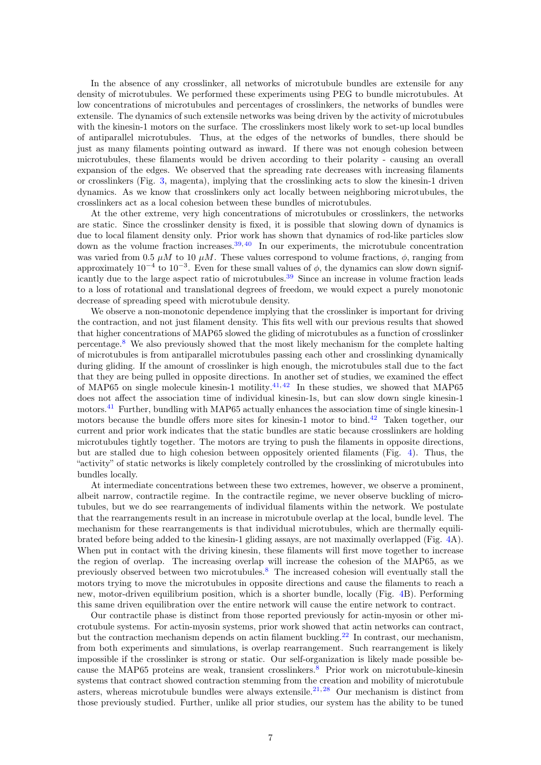In the absence of any crosslinker, all networks of microtubule bundles are extensile for any density of microtubules. We performed these experiments using PEG to bundle microtubules. At low concentrations of microtubules and percentages of crosslinkers, the networks of bundles were extensile. The dynamics of such extensile networks was being driven by the activity of microtubules with the kinesin-1 motors on the surface. The crosslinkers most likely work to set-up local bundles of antiparallel microtubules. Thus, at the edges of the networks of bundles, there should be just as many filaments pointing outward as inward. If there was not enough cohesion between microtubules, these filaments would be driven according to their polarity - causing an overall expansion of the edges. We observed that the spreading rate decreases with increasing filaments or crosslinkers (Fig. 3, magenta), implying that the crosslinking acts to slow the kinesin-1 driven dynamics. As we know that crosslinkers only act locally between neighboring microtubules, the crosslinkers act as a local cohesion between these bundles of microtubules.

At the other extreme, very high concentrations of microtubules or crosslinkers, the networks are static. Since the crosslinker density is fixed, it is possible that slowing down of dynamics is due to local filament density only. Prior work has shown that dynamics of rod-like particles slow down as the volume fraction increases.[39,40] In our experiments, the microtubule concentration was varied from 0.5 $\mu M$ to 10 $\mu M$. These values correspond to volume fractions, $\phi$, ranging from approximately $10^{-4}$ to $10^{-3}$. Even for these small values of $\phi$, the dynamics can slow down significantly due to the large aspect ratio of microtubules.[39] Since an increase in volume fraction leads to a loss of rotational and translational degrees of freedom, we would expect a purely monotonic decrease of spreading speed with microtubule density.

We observe a non-monotonic dependence implying that the crosslinker is important for driving the contraction, and not just filament density. This fits well with our previous results that showed that higher concentrations of MAP65 slowed the gliding of microtubules as a function of crosslinker percentage.[8] We also previously showed that the most likely mechanism for the complete halting of microtubules is from antiparallel microtubules passing each other and crosslinking dynamically during gliding. If the amount of crosslinker is high enough, the microtubules stall due to the fact that they are being pulled in opposite directions. In another set of studies, we examined the effect of MAP65 on single molecule kinesin-1 motility.[41,42] In these studies, we showed that MAP65 does not affect the association time of individual kinesin-1s, but can slow down single kinesin-1 motors.[41] Further, bundling with MAP65 actually enhances the association time of single kinesin-1 motors because the bundle offers more sites for kinesin-1 motor to bind.[42] Taken together, our current and prior work indicates that the static bundles are static because crosslinkers are holding microtubules tightly together. The motors are trying to push the filaments in opposite directions, but are stalled due to high cohesion between oppositely oriented filaments (Fig. 4). Thus, the "activity" of static networks is likely completely controlled by the crosslinking of microtubules into bundles locally.

At intermediate concentrations between these two extremes, however, we observe a prominent, albeit narrow, contractile regime. In the contractile regime, we never observe buckling of microtubules, but we do see rearrangements of individual filaments within the network. We postulate that the rearrangements result in an increase in microtubule overlap at the local, bundle level. The mechanism for these rearrangements is that individual microtubules, which are thermally equilibrated before being added to the kinesin-1 gliding assays, are not maximally overlapped (Fig. 4A). When put in contact with the driving kinesin, these filaments will first move together to increase the region of overlap. The increasing overlap will increase the cohesion of the MAP65, as we previously observed between two microtubules.[8] The increased cohesion will eventually stall the motors trying to move the microtubules in opposite directions and cause the filaments to reach a new, motor-driven equilibrium position, which is a shorter bundle, locally (Fig. 4B). Performing this same driven equilibration over the entire network will cause the entire network to contract.

Our contractile phase is distinct from those reported previously for actin-myosin or other microtubule systems. For actin-myosin systems, prior work showed that actin networks can contract, but the contraction mechanism depends on actin filament buckling.[22] In contrast, our mechanism, from both experiments and simulations, is overlap rearrangement. Such rearrangement is likely impossible if the crosslinker is strong or static. Our self-organization is likely made possible because the MAP65 proteins are weak, transient crosslinkers.[8] Prior work on microtubule-kinesin systems that contract showed contraction stemming from the creation and mobility of microtubule asters, whereas microtubule bundles were always extensile.[21,28] Our mechanism is distinct from those previously studied. Further, unlike all prior studies, our system has the ability to be tuned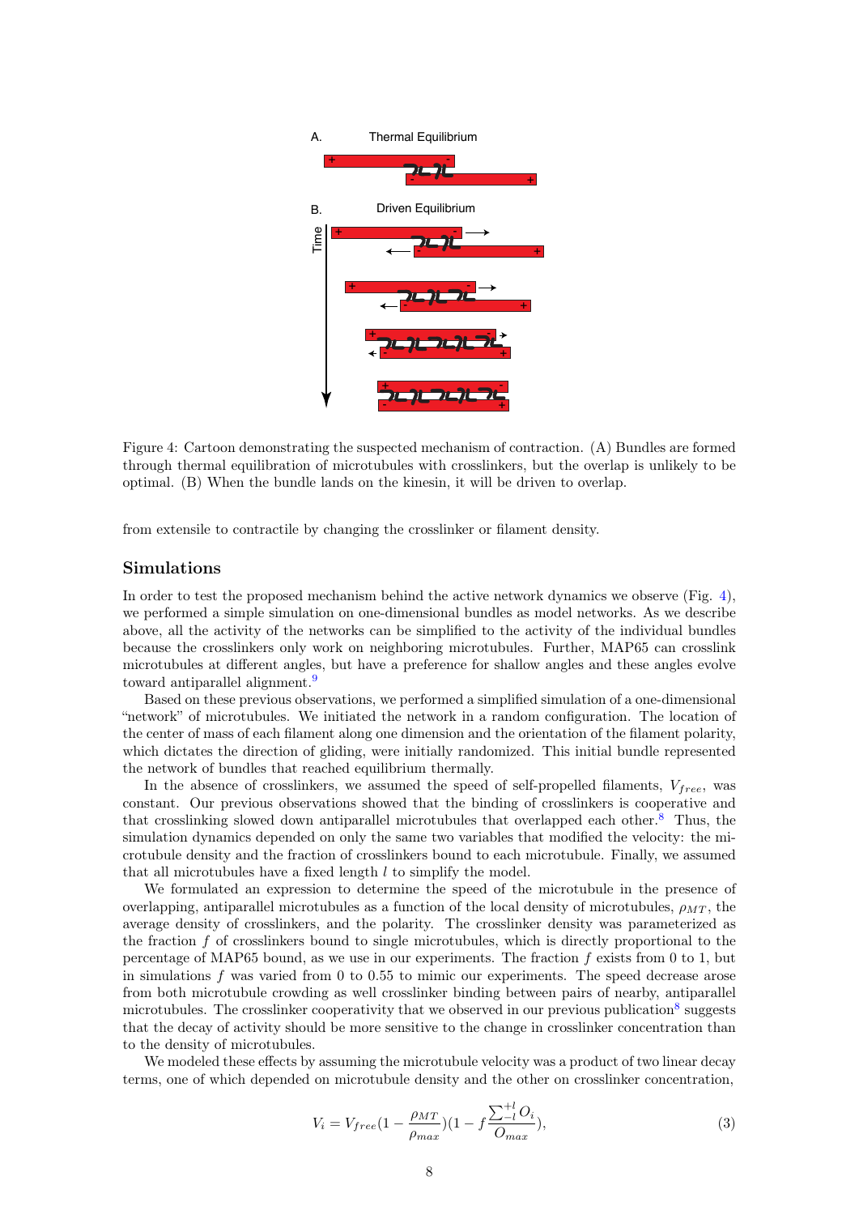Figure 4: Cartoon demonstrating the suspected mechanism of contraction. (A) Bundles are formed through thermal equilibration of microtubules with crosslinkers, but the overlap is unlikely to be optimal. (B) When the bundle lands on the kinesin, it will be driven to overlap.

from extensile to contractile by changing the crosslinker or filament density.

## Simulations

In order to test the proposed mechanism behind the active network dynamics we observe (Fig. 4), we performed a simple simulation on one-dimensional bundles as model networks. As we describe above, all the activity of the networks can be simplified to the activity of the individual bundles because the crosslinkers only work on neighboring microtubules. Further, MAP65 can crosslink microtubules at different angles, but have a preference for shallow angles and these angles evolve toward antiparallel alignment.[9]

Based on these previous observations, we performed a simplified simulation of a one-dimensional "network" of microtubules. We initiated the network in a random configuration. The location of the center of mass of each filament along one dimension and the orientation of the filament polarity, which dictates the direction of gliding, were initially randomized. This initial bundle represented the network of bundles that reached equilibrium thermally.

In the absence of crosslinkers, we assumed the speed of self-propelled filaments, $V_{free}$, was constant. Our previous observations showed that the binding of crosslinkers is cooperative and that crosslinking slowed down antiparallel microtubules that overlapped each other.[8] Thus, the simulation dynamics depended on only the same two variables that modified the velocity: the microtubule density and the fraction of crosslinkers bound to each microtubule. Finally, we assumed that all microtubules have a fixed length $l$ to simplify the model.

We formulated an expression to determine the speed of the microtubule in the presence of overlapping, antiparallel microtubules as a function of the local density of microtubules, $\rho_{MT}$, the average density of crosslinkers, and the polarity. The crosslinker density was parameterized as the fraction $f$ of crosslinkers bound to single microtubules, which is directly proportional to the percentage of MAP65 bound, as we use in our experiments. The fraction $f$ exists from 0 to 1, but in simulations $f$ was varied from 0 to 0.55 to mimic our experiments. The speed decrease arose from both microtubule crowding as well crosslinker binding between pairs of nearby, antiparallel microtubules. The crosslinker cooperativity that we observed in our previous publication[8] suggests that the decay of activity should be more sensitive to the change in crosslinker concentration than to the density of microtubules.

We modeled these effects by assuming the microtubule velocity was a product of two linear decay terms, one of which depended on microtubule density and the other on crosslinker concentration,

$$V_i = V_{free}(1 - \frac{\rho_{MT}}{\rho_{max}})(1 - f\frac{\sum_{-l}^{+l} O_i}{O_{max}}), \tag{3}$$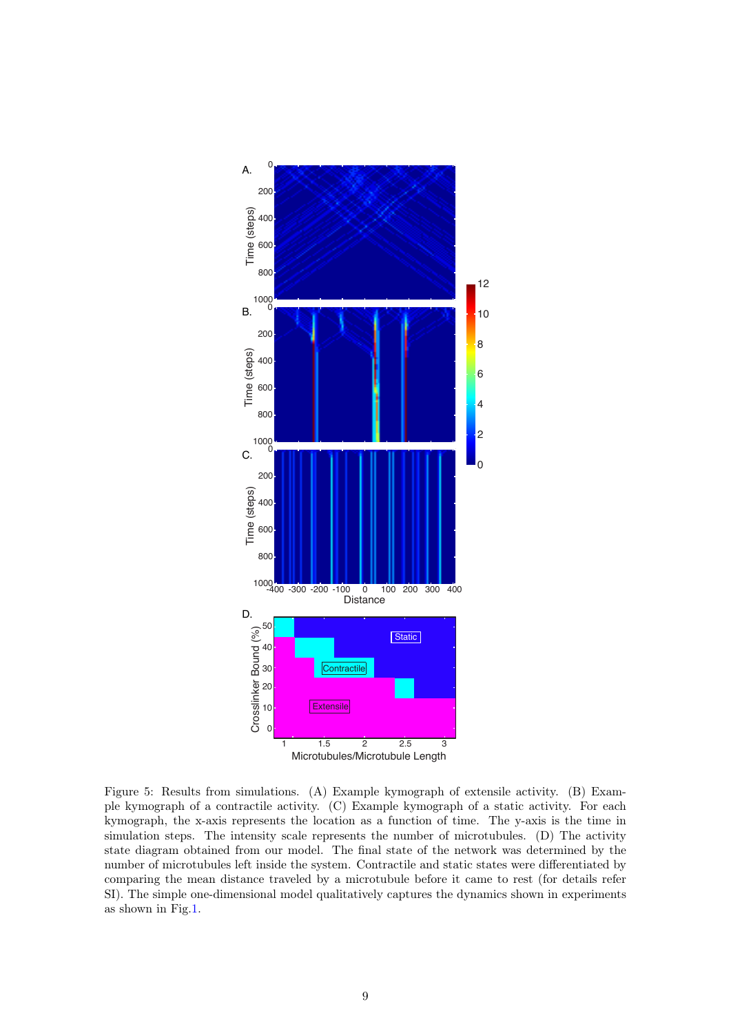Figure 5: Results from simulations. (A) Example kymograph of extensile activity. (B) Example kymograph of a contractile activity. (C) Example kymograph of a static activity. For each kymograph, the x-axis represents the location as a function of time. The y-axis is the time in simulation steps. The intensity scale represents the number of microtubules. (D) The activity state diagram obtained from our model. The final state of the network was determined by the number of microtubules left inside the system. Contractile and static states were differentiated by comparing the mean distance traveled by a microtubule before it came to rest (for details refer SI). The simple one-dimensional model qualitatively captures the dynamics shown in experiments as shown in Fig.1.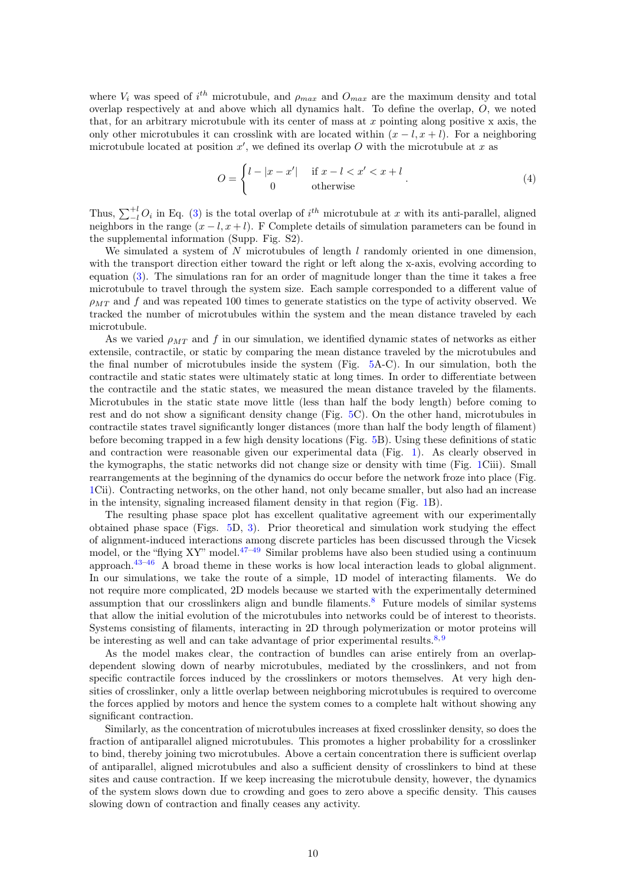where $V_i$ was speed of $i^{th}$ microtubule, and $\rho_{max}$ and $O_{max}$ are the maximum density and total overlap respectively at and above which all dynamics halt. To define the overlap, $O$, we noted that, for an arbitrary microtubule with its center of mass at $x$ pointing along positive x axis, the only other microtubules it can crosslink with are located within $(x-l, x+l)$. For a neighboring microtubule located at position $x'$, we defined its overlap $O$ with the microtubule at $x$ as

$$O = \begin{cases} l - |x - x'| & \text{if } x - l < x' < x + l \\ 0 & \text{otherwise} \end{cases}. \tag{4}$$

Thus, $\sum_{-l}^{+l} O_i$ in Eq. (3) is the total overlap of $i^{th}$ microtubule at $x$ with its anti-parallel, aligned neighbors in the range $(x-l, x+l)$. F Complete details of simulation parameters can be found in the supplemental information (Supp. Fig. S2).

We simulated a system of $N$ microtubules of length $l$ randomly oriented in one dimension, with the transport direction either toward the right or left along the x-axis, evolving according to equation (3). The simulations ran for an order of magnitude longer than the time it takes a free microtubule to travel through the system size. Each sample corresponded to a different value of $\rho_{MT}$ and $f$ and was repeated 100 times to generate statistics on the type of activity observed. We tracked the number of microtubules within the system and the mean distance traveled by each microtubule.

As we varied $\rho_{MT}$ and $f$ in our simulation, we identified dynamic states of networks as either extensile, contractile, or static by comparing the mean distance traveled by the microtubules and the final number of microtubules inside the system (Fig. 5A-C). In our simulation, both the contractile and static states were ultimately static at long times. In order to differentiate between the contractile and the static states, we measured the mean distance traveled by the filaments. Microtubules in the static state move little (less than half the body length) before coming to rest and do not show a significant density change (Fig. 5C). On the other hand, microtubules in contractile states travel significantly longer distances (more than half the body length of filament) before becoming trapped in a few high density locations (Fig. 5B). Using these definitions of static and contraction were reasonable given our experimental data (Fig. 1). As clearly observed in the kymographs, the static networks did not change size or density with time (Fig. 1Ciii). Small rearrangements at the beginning of the dynamics do occur before the network froze into place (Fig. 1Cii). Contracting networks, on the other hand, not only became smaller, but also had an increase in the intensity, signaling increased filament density in that region (Fig. 1B).

The resulting phase space plot has excellent qualitative agreement with our experimentally obtained phase space (Figs. 5D, 3). Prior theoretical and simulation work studying the effect of alignment-induced interactions among discrete particles has been discussed through the Vicsek model, or the "flying XY" model.[47–49] Similar problems have also been studied using a continuum approach.[43–46] A broad theme in these works is how local interaction leads to global alignment. In our simulations, we take the route of a simple, 1D model of interacting filaments. We do not require more complicated, 2D models because we started with the experimentally determined assumption that our crosslinkers align and bundle filaments.[8] Future models of similar systems that allow the initial evolution of the microtubules into networks could be of interest to theorists. Systems consisting of filaments, interacting in 2D through polymerization or motor proteins will be interesting as well and can take advantage of prior experimental results.[8,9]

As the model makes clear, the contraction of bundles can arise entirely from an overlap-dependent slowing down of nearby microtubules, mediated by the crosslinkers, and not from specific contractile forces induced by the crosslinkers or motors themselves. At very high densities of crosslinker, only a little overlap between neighboring microtubules is required to overcome the forces applied by motors and hence the system comes to a complete halt without showing any significant contraction.

Similarly, as the concentration of microtubules increases at fixed crosslinker density, so does the fraction of antiparallel aligned microtubules. This promotes a higher probability for a crosslinker to bind, thereby joining two microtubules. Above a certain concentration there is sufficient overlap of antiparallel, aligned microtubules and also a sufficient density of crosslinkers to bind at these sites and cause contraction. If we keep increasing the microtubule density, however, the dynamics of the system slows down due to crowding and goes to zero above a specific density. This causes slowing down of contraction and finally ceases any activity.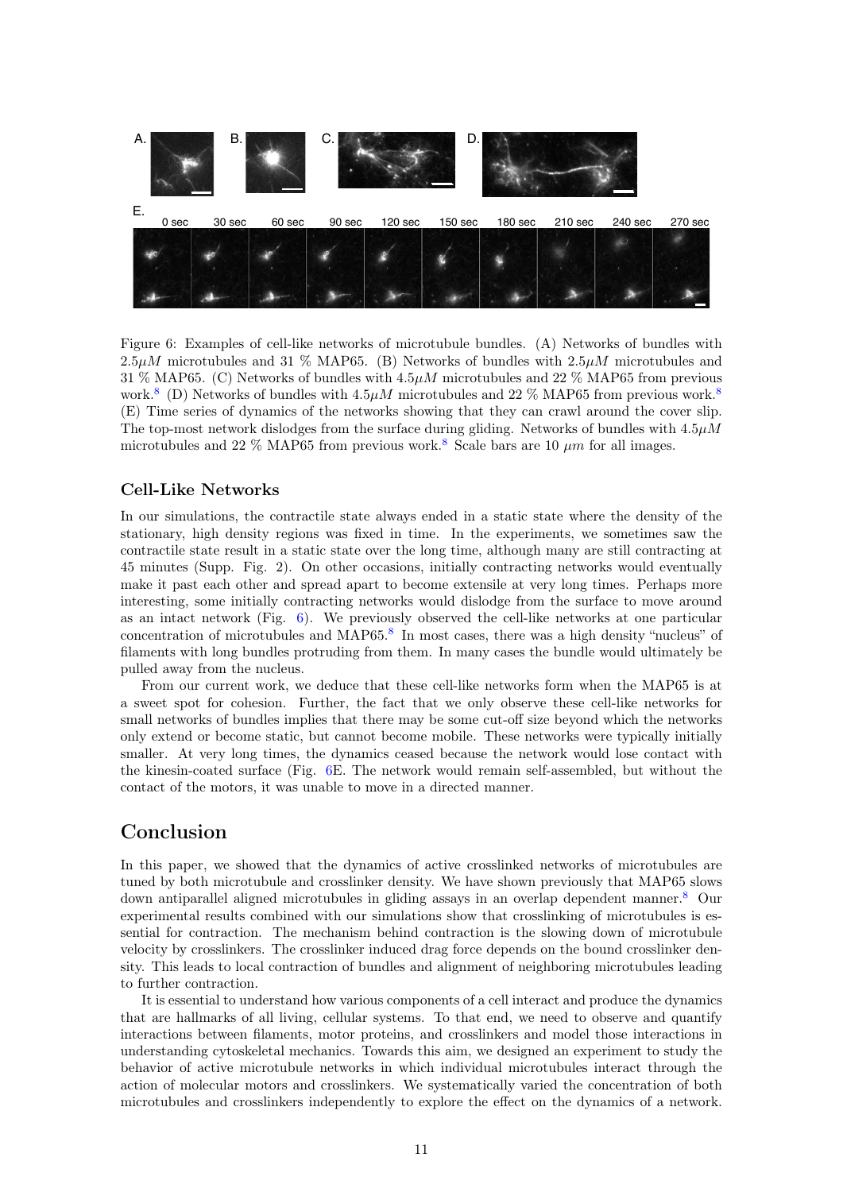Figure 6: Examples of cell-like networks of microtubule bundles. (A) Networks of bundles with $2.5\mu M$ microtubules and 31 % MAP65. (B) Networks of bundles with $2.5\mu M$ microtubules and 31 % MAP65. (C) Networks of bundles with $4.5\mu M$ microtubules and 22 % MAP65 from previous work.[8] (D) Networks of bundles with $4.5\mu M$ microtubules and 22 % MAP65 from previous work.[8] (E) Time series of dynamics of the networks showing that they can crawl around the cover slip. The top-most network dislodges from the surface during gliding. Networks of bundles with $4.5\mu M$ microtubules and 22 % MAP65 from previous work.[8] Scale bars are 10 $\mu m$ for all images.

### Cell-Like Networks

In our simulations, the contractile state always ended in a static state where the density of the stationary, high density regions was fixed in time. In the experiments, we sometimes saw the contractile state result in a static state over the long time, although many are still contracting at 45 minutes (Supp. Fig. 2). On other occasions, initially contracting networks would eventually make it past each other and spread apart to become extensile at very long times. Perhaps more interesting, some initially contracting networks would dislodge from the surface to move around as an intact network (Fig. 6). We previously observed the cell-like networks at one particular concentration of microtubules and MAP65.[8] In most cases, there was a high density "nucleus" of filaments with long bundles protruding from them. In many cases the bundle would ultimately be pulled away from the nucleus.

From our current work, we deduce that these cell-like networks form when the MAP65 is at a sweet spot for cohesion. Further, the fact that we only observe these cell-like networks for small networks of bundles implies that there may be some cut-off size beyond which the networks only extend or become static, but cannot become mobile. These networks were typically initially smaller. At very long times, the dynamics ceased because the network would lose contact with the kinesin-coated surface (Fig. 6E. The network would remain self-assembled, but without the contact of the motors, it was unable to move in a directed manner.

## Conclusion

In this paper, we showed that the dynamics of active crosslinked networks of microtubules are tuned by both microtubule and crosslinker density. We have shown previously that MAP65 slows down antiparallel aligned microtubules in gliding assays in an overlap dependent manner.[8] Our experimental results combined with our simulations show that crosslinking of microtubules is essential for contraction. The mechanism behind contraction is the slowing down of microtubule velocity by crosslinkers. The crosslinker induced drag force depends on the bound crosslinker density. This leads to local contraction of bundles and alignment of neighboring microtubules leading to further contraction.

It is essential to understand how various components of a cell interact and produce the dynamics that are hallmarks of all living, cellular systems. To that end, we need to observe and quantify interactions between filaments, motor proteins, and crosslinkers and model those interactions in understanding cytoskeletal mechanics. Towards this aim, we designed an experiment to study the behavior of active microtubule networks in which individual microtubules interact through the action of molecular motors and crosslinkers. We systematically varied the concentration of both microtubules and crosslinkers independently to explore the effect on the dynamics of a network.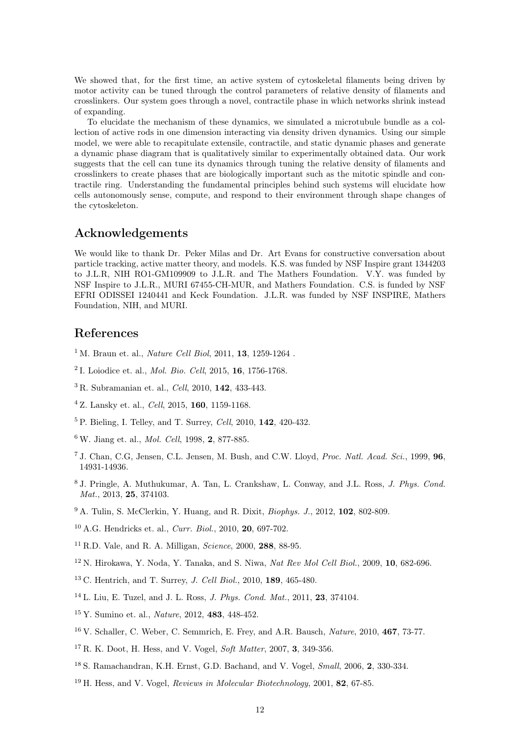We showed that, for the first time, an active system of cytoskeletal filaments being driven by motor activity can be tuned through the control parameters of relative density of filaments and crosslinkers. Our system goes through a novel, contractile phase in which networks shrink instead of expanding.

To elucidate the mechanism of these dynamics, we simulated a microtubule bundle as a collection of active rods in one dimension interacting via density driven dynamics. Using our simple model, we were able to recapitulate extensile, contractile, and static dynamic phases and generate a dynamic phase diagram that is qualitatively similar to experimentally obtained data. Our work suggests that the cell can tune its dynamics through tuning the relative density of filaments and crosslinkers to create phases that are biologically important such as the mitotic spindle and contractile ring. Understanding the fundamental principles behind such systems will elucidate how cells autonomously sense, compute, and respond to their environment through shape changes of the cytoskeleton.

## Acknowledgements

We would like to thank Dr. Peker Milas and Dr. Art Evans for constructive conversation about particle tracking, active matter theory, and models. K.S. was funded by NSF Inspire grant 1344203 to J.L.R, NIH RO1-GM109909 to J.L.R. and The Mathers Foundation. V.Y. was funded by NSF Inspire to J.L.R., MURI 67455-CH-MUR, and Mathers Foundation. C.S. is funded by NSF EFRI ODISSEI 1240441 and Keck Foundation. J.L.R. was funded by NSF INSPIRE, Mathers Foundation, NIH, and MURI.

## References

[1] M. Braun et. al., *Nature Cell Biol*, 2011, **13**, 1259-1264 .

[2] I. Loiodice et. al., *Mol. Bio. Cell*, 2015, **16**, 1756-1768.

[3] R. Subramanian et. al., *Cell*, 2010, **142**, 433-443.

[4] Z. Lansky et. al., *Cell*, 2015, **160**, 1159-1168.

[5] P. Bieling, I. Telley, and T. Surrey, *Cell*, 2010, **142**, 420-432.

[6] W. Jiang et. al., *Mol. Cell*, 1998, **2**, 877-885.

[7] J. Chan, C.G, Jensen, C.L. Jensen, M. Bush, and C.W. Lloyd, *Proc. Natl. Acad. Sci.*, 1999, **96**, 14931-14936.

[8] J. Pringle, A. Muthukumar, A. Tan, L. Crankshaw, L. Conway, and J.L. Ross, *J. Phys. Cond. Mat.*, 2013, **25**, 374103.

[9] A. Tulin, S. McClerkin, Y. Huang, and R. Dixit, *Biophys. J.*, 2012, **102**, 802-809.

[10] A.G. Hendricks et. al., *Curr. Biol.*, 2010, **20**, 697-702.

[11] R.D. Vale, and R. A. Milligan, *Science*, 2000, **288**, 88-95.

[12] N. Hirokawa, Y. Noda, Y. Tanaka, and S. Niwa, *Nat Rev Mol Cell Biol.*, 2009, **10**, 682-696.

[13] C. Hentrich, and T. Surrey, *J. Cell Biol.*, 2010, **189**, 465-480.

[14] L. Liu, E. Tuzel, and J. L. Ross, *J. Phys. Cond. Mat.*, 2011, **23**, 374104.

[15] Y. Sumino et. al., *Nature*, 2012, **483**, 448-452.

[16] V. Schaller, C. Weber, C. Semmrich, E. Frey, and A.R. Bausch, *Nature*, 2010, **467**, 73-77.

[17] R. K. Doot, H. Hess, and V. Vogel, *Soft Matter*, 2007, **3**, 349-356.

[18] S. Ramachandran, K.H. Ernst, G.D. Bachand, and V. Vogel, *Small*, 2006, **2**, 330-334.

[19] H. Hess, and V. Vogel, *Reviews in Molecular Biotechnology*, 2001, **82**, 67-85.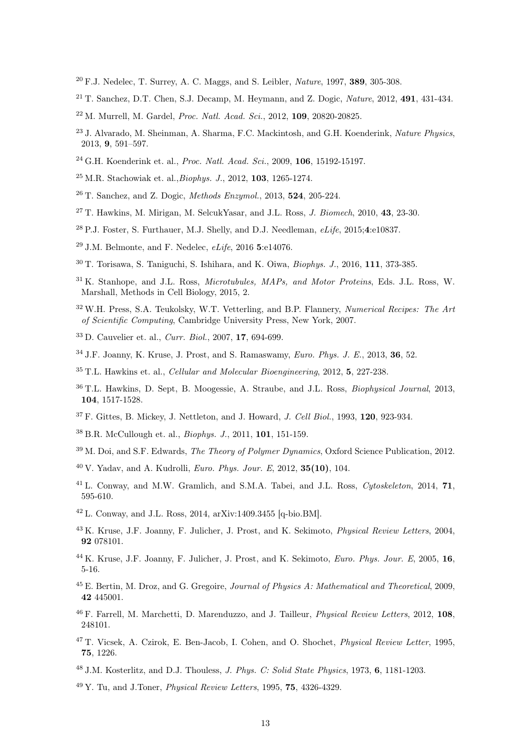[20] F.J. Nedelec, T. Surrey, A. C. Maggs, and S. Leibler, *Nature*, 1997, **389**, 305-308.

[21] T. Sanchez, D.T. Chen, S.J. Decamp, M. Heymann, and Z. Dogic, *Nature*, 2012, **491**, 431-434.

[22] M. Murrell, M. Gardel, *Proc. Natl. Acad. Sci.*, 2012, **109**, 20820-20825.

[23] J. Alvarado, M. Sheinman, A. Sharma, F.C. Mackintosh, and G.H. Koenderink, *Nature Physics*, 2013, **9**, 591–597.

[24] G.H. Koenderink et. al., *Proc. Natl. Acad. Sci.*, 2009, **106**, 15192-15197.

[25] M.R. Stachowiak et. al.,*Biophys. J.*, 2012, **103**, 1265-1274.

[26] T. Sanchez, and Z. Dogic, *Methods Enzymol.*, 2013, **524**, 205-224.

[27] T. Hawkins, M. Mirigan, M. SelcukYasar, and J.L. Ross, *J. Biomech*, 2010, **43**, 23-30.

[28] P.J. Foster, S. Furthauer, M.J. Shelly, and D.J. Needleman, *eLife*, 2015;**4**:e10837.

[29] J.M. Belmonte, and F. Nedelec, *eLife*, 2016 **5**:e14076.

[30] T. Torisawa, S. Taniguchi, S. Ishihara, and K. Oiwa, *Biophys. J.*, 2016, **111**, 373-385.

[31] K. Stanhope, and J.L. Ross, *Microtubules, MAPs, and Motor Proteins*, Eds. J.L. Ross, W. Marshall, Methods in Cell Biology, 2015, 2.

[32] W.H. Press, S.A. Teukolsky, W.T. Vetterling, and B.P. Flannery, *Numerical Recipes: The Art of Scientific Computing*, Cambridge University Press, New York, 2007.

[33] D. Cauvelier et. al., *Curr. Biol.*, 2007, **17**, 694-699.

[34] J.F. Joanny, K. Kruse, J. Prost, and S. Ramaswamy, *Euro. Phys. J. E.*, 2013, **36**, 52.

[35] T.L. Hawkins et. al., *Cellular and Molecular Bioengineering*, 2012, **5**, 227-238.

[36] T.L. Hawkins, D. Sept, B. Moogessie, A. Straube, and J.L. Ross, *Biophysical Journal*, 2013, **104**, 1517-1528.

[37] F. Gittes, B. Mickey, J. Nettleton, and J. Howard, *J. Cell Biol.*, 1993, **120**, 923-934.

[38] B.R. McCullough et. al., *Biophys. J.*, 2011, **101**, 151-159.

[39] M. Doi, and S.F. Edwards, *The Theory of Polymer Dynamics*, Oxford Science Publication, 2012.

[40] V. Yadav, and A. Kudrolli, *Euro. Phys. Jour. E*, 2012, **35(10)**, 104.

[41] L. Conway, and M.W. Gramlich, and S.M.A. Tabei, and J.L. Ross, *Cytoskeleton*, 2014, **71**, 595-610.

[42] L. Conway, and J.L. Ross, 2014, arXiv:1409.3455 [q-bio.BM].

[43] K. Kruse, J.F. Joanny, F. Julicher, J. Prost, and K. Sekimoto, *Physical Review Letters*, 2004, **92** 078101.

[44] K. Kruse, J.F. Joanny, F. Julicher, J. Prost, and K. Sekimoto, *Euro. Phys. Jour. E*, 2005, **16**, 5-16.

[45] E. Bertin, M. Droz, and G. Gregoire, *Journal of Physics A: Mathematical and Theoretical*, 2009, **42** 445001.

[46] F. Farrell, M. Marchetti, D. Marenduzzo, and J. Tailleur, *Physical Review Letters*, 2012, **108**, 248101.

[47] T. Vicsek, A. Czirok, E. Ben-Jacob, I. Cohen, and O. Shochet, *Physical Review Letter*, 1995, **75**, 1226.

[48] J.M. Kosterlitz, and D.J. Thouless, *J. Phys. C: Solid State Physics*, 1973, **6**, 1181-1203.

[49] Y. Tu, and J.Toner, *Physical Review Letters*, 1995, **75**, 4326-4329.